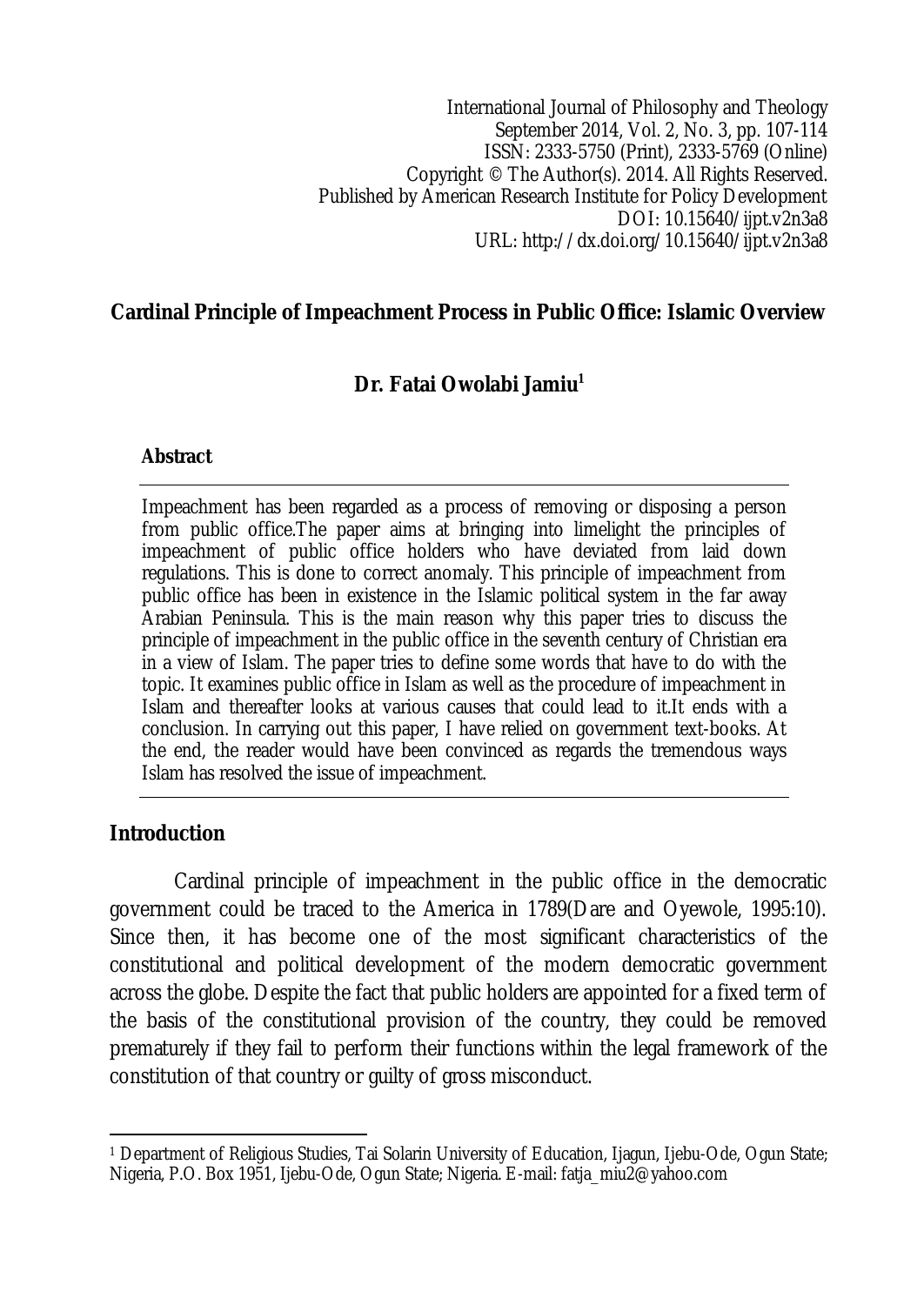International Journal of Philosophy and Theology
September 2014, Vol. 2, No. 3, pp. 107-114
ISSN: 2333-5750 (Print), 2333-5769 (Online)
Copyright © The Author(s). 2014. All Rights Reserved.
Published by American Research Institute for Policy Development
DOI: 10.15640/ijpt.v2n3a8
URL: http://dx.doi.org/10.15640/ijpt.v2n3a8

# Cardinal Principle of Impeachment Process in Public Office: Islamic Overview

**Dr. Fatai Owolabi Jamiu[1]**

**Abstract**

Impeachment has been regarded as a process of removing or disposing a person from public office.The paper aims at bringing into limelight the principles of impeachment of public office holders who have deviated from laid down regulations. This is done to correct anomaly. This principle of impeachment from public office has been in existence in the Islamic political system in the far away Arabian Peninsula. This is the main reason why this paper tries to discuss the principle of impeachment in the public office in the seventh century of Christian era in a view of Islam. The paper tries to define some words that have to do with the topic. It examines public office in Islam as well as the procedure of impeachment in Islam and thereafter looks at various causes that could lead to it.It ends with a conclusion. In carrying out this paper, I have relied on government text-books. At the end, the reader would have been convinced as regards the tremendous ways Islam has resolved the issue of impeachment.

## Introduction

Cardinal principle of impeachment in the public office in the democratic government could be traced to the America in 1789(Dare and Oyewole, 1995:10). Since then, it has become one of the most significant characteristics of the constitutional and political development of the modern democratic government across the globe. Despite the fact that public holders are appointed for a fixed term of the basis of the constitutional provision of the country, they could be removed prematurely if they fail to perform their functions within the legal framework of the constitution of that country or guilty of gross misconduct.

---

[1] Department of Religious Studies, Tai Solarin University of Education, Ijagun, Ijebu-Ode, Ogun State; Nigeria, P.O. Box 1951, Ijebu-Ode, Ogun State; Nigeria. E-mail: fatja_miu2@yahoo.com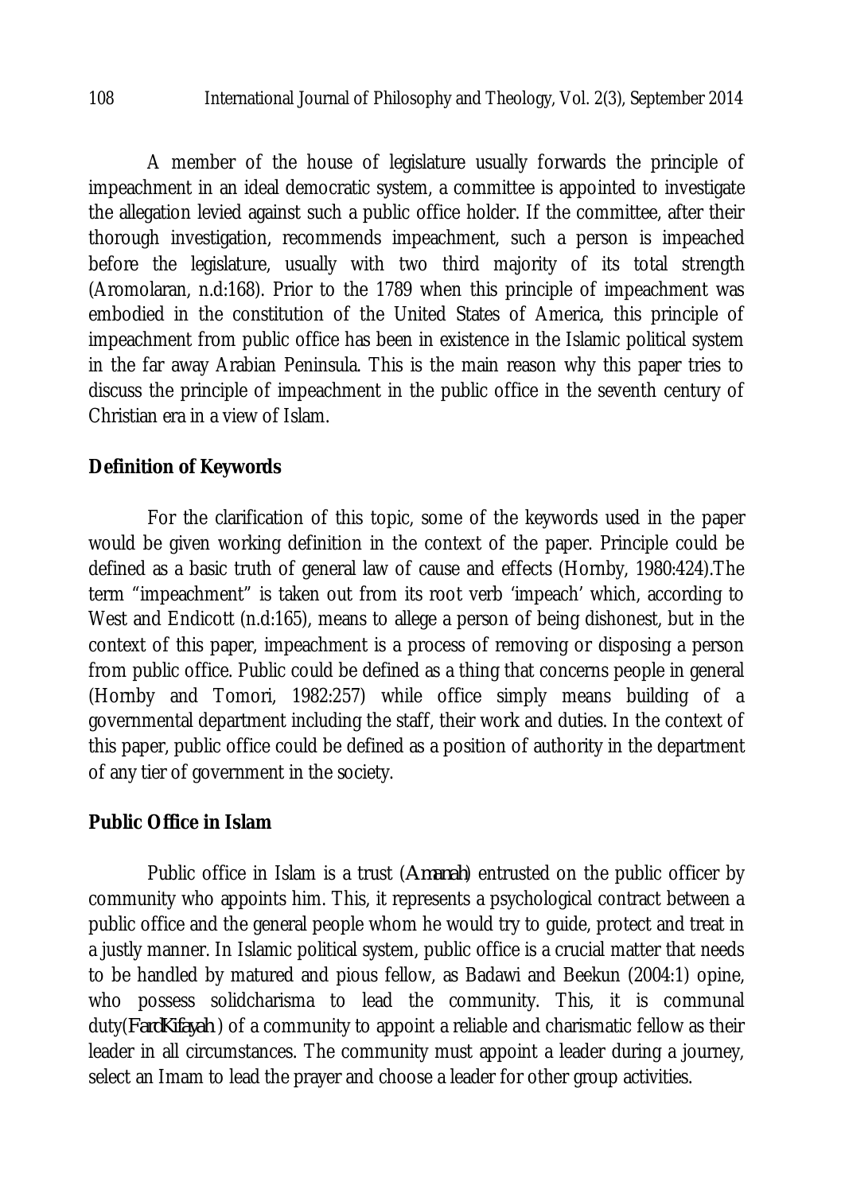A member of the house of legislature usually forwards the principle of impeachment in an ideal democratic system, a committee is appointed to investigate the allegation levied against such a public office holder. If the committee, after their thorough investigation, recommends impeachment, such a person is impeached before the legislature, usually with two third majority of its total strength (Aromolaran, n.d:168). Prior to the 1789 when this principle of impeachment was embodied in the constitution of the United States of America, this principle of impeachment from public office has been in existence in the Islamic political system in the far away Arabian Peninsula. This is the main reason why this paper tries to discuss the principle of impeachment in the public office in the seventh century of Christian era in a view of Islam.

## Definition of Keywords

For the clarification of this topic, some of the keywords used in the paper would be given working definition in the context of the paper. Principle could be defined as a basic truth of general law of cause and effects (Hornby, 1980:424).The term "impeachment" is taken out from its root verb 'impeach' which, according to West and Endicott (n.d:165), means to allege a person of being dishonest, but in the context of this paper, impeachment is a process of removing or disposing a person from public office. Public could be defined as a thing that concerns people in general (Hornby and Tomori, 1982:257) while office simply means building of a governmental department including the staff, their work and duties. In the context of this paper, public office could be defined as a position of authority in the department of any tier of government in the society.

## Public Office in Islam

Public office in Islam is a trust (*Amanah*) entrusted on the public officer by community who appoints him. This, it represents a psychological contract between a public office and the general people whom he would try to guide, protect and treat in a justly manner. In Islamic political system, public office is a crucial matter that needs to be handled by matured and pious fellow, as Badawi and Beekun (2004:1) opine, who possess solidcharisma to lead the community. This, it is communal duty(*FardKifayah*) of a community to appoint a reliable and charismatic fellow as their leader in all circumstances. The community must appoint a leader during a journey, select an Imam to lead the prayer and choose a leader for other group activities.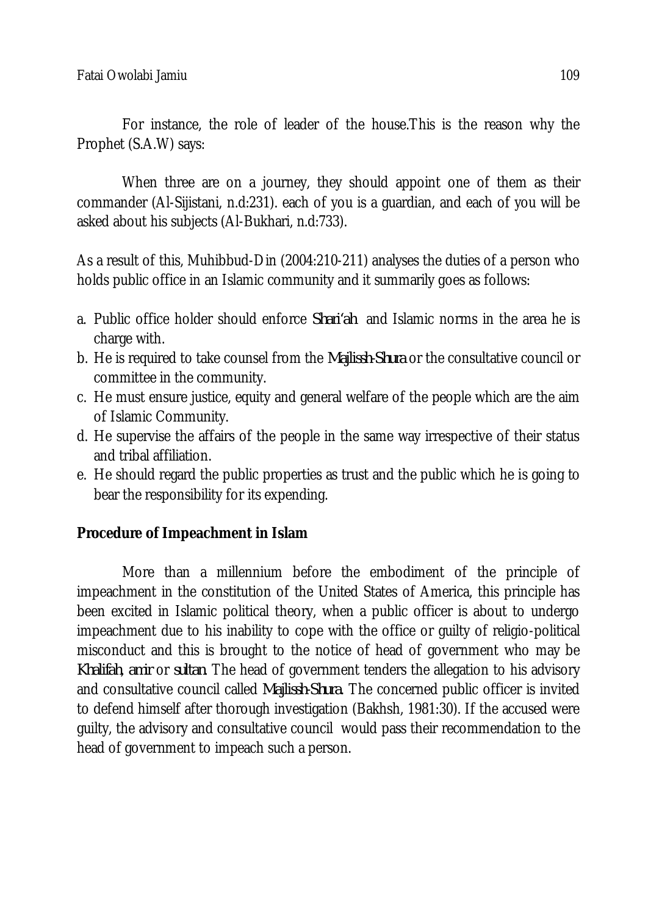For instance, the role of leader of the house.This is the reason why the Prophet (S.A.W) says:

When three are on a journey, they should appoint one of them as their commander (Al-Sijistani, n.d:231). each of you is a guardian, and each of you will be asked about his subjects (Al-Bukhari, n.d:733).

As a result of this, Muhibbud-Din (2004:210-211) analyses the duties of a person who holds public office in an Islamic community and it summarily goes as follows:

a. Public office holder should enforce *Shari'ah* and Islamic norms in the area he is charge with.
b. He is required to take counsel from the *Majlissh-Shura* or the consultative council or committee in the community.
c. He must ensure justice, equity and general welfare of the people which are the aim of Islamic Community.
d. He supervise the affairs of the people in the same way irrespective of their status and tribal affiliation.
e. He should regard the public properties as trust and the public which he is going to bear the responsibility for its expending.

**Procedure of Impeachment in Islam**

More than a millennium before the embodiment of the principle of impeachment in the constitution of the United States of America, this principle has been excited in Islamic political theory, when a public officer is about to undergo impeachment due to his inability to cope with the office or guilty of religio-political misconduct and this is brought to the notice of head of government who may be *Khalifah, amir* or *sultan*. The head of government tenders the allegation to his advisory and consultative council called *Majlissh-Shura*. The concerned public officer is invited to defend himself after thorough investigation (Bakhsh, 1981:30). If the accused were guilty, the advisory and consultative council would pass their recommendation to the head of government to impeach such a person.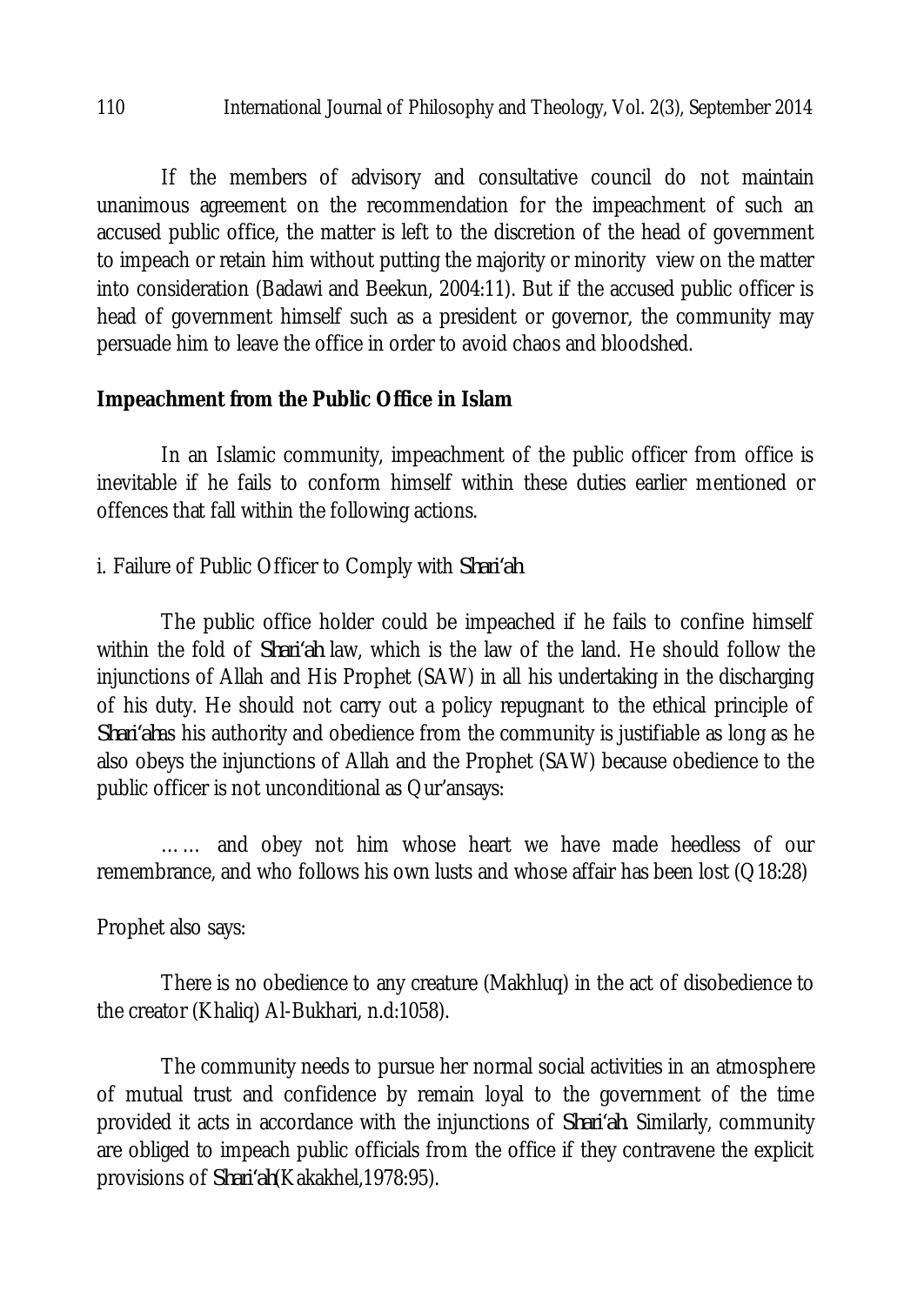If the members of advisory and consultative council do not maintain unanimous agreement on the recommendation for the impeachment of such an accused public office, the matter is left to the discretion of the head of government to impeach or retain him without putting the majority or minority view on the matter into consideration (Badawi and Beekun, 2004:11). But if the accused public officer is head of government himself such as a president or governor, the community may persuade him to leave the office in order to avoid chaos and bloodshed.

**Impeachment from the Public Office in Islam**

In an Islamic community, impeachment of the public officer from office is inevitable if he fails to conform himself within these duties earlier mentioned or offences that fall within the following actions.

i. Failure of Public Officer to Comply with *Shari'ah*

The public office holder could be impeached if he fails to confine himself within the fold of *Shari'ah* law, which is the law of the land. He should follow the injunctions of Allah and His Prophet (SAW) in all his undertaking in the discharging of his duty. He should not carry out a policy repugnant to the ethical principle of *Shari'ah*as his authority and obedience from the community is justifiable as long as he also obeys the injunctions of Allah and the Prophet (SAW) because obedience to the public officer is not unconditional as Qur'ansays:

…… and obey not him whose heart we have made heedless of our remembrance, and who follows his own lusts and whose affair has been lost (Q18:28)

Prophet also says:

There is no obedience to any creature (Makhluq) in the act of disobedience to the creator (Khaliq) Al-Bukhari, n.d:1058).

The community needs to pursue her normal social activities in an atmosphere of mutual trust and confidence by remain loyal to the government of the time provided it acts in accordance with the injunctions of *Shari'ah*. Similarly, community are obliged to impeach public officials from the office if they contravene the explicit provisions of *Shari'ah*(Kakakhel,1978:95).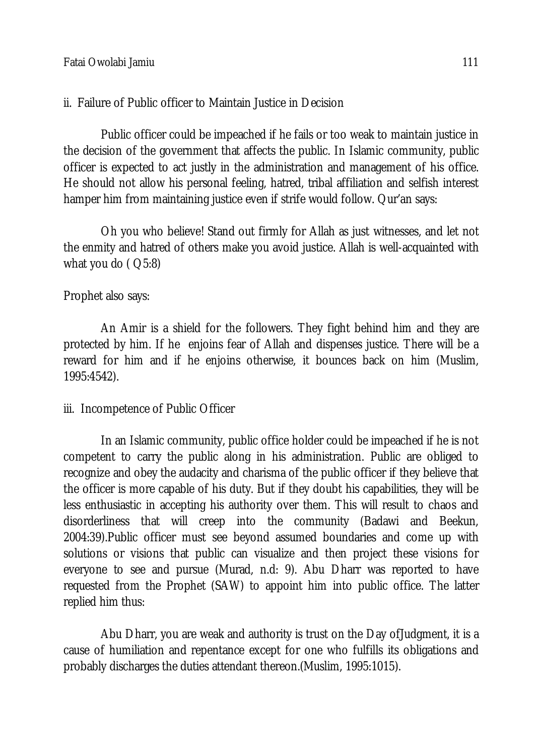ii. Failure of Public officer to Maintain Justice in Decision

Public officer could be impeached if he fails or too weak to maintain justice in the decision of the government that affects the public. In Islamic community, public officer is expected to act justly in the administration and management of his office. He should not allow his personal feeling, hatred, tribal affiliation and selfish interest hamper him from maintaining justice even if strife would follow. Qur'an says:

> Oh you who believe! Stand out firmly for Allah as just witnesses, and let not the enmity and hatred of others make you avoid justice. Allah is well-acquainted with what you do ( Q5:8)

Prophet also says:

> An Amir is a shield for the followers. They fight behind him and they are protected by him. If he enjoins fear of Allah and dispenses justice. There will be a reward for him and if he enjoins otherwise, it bounces back on him (Muslim, 1995:4542).

iii. Incompetence of Public Officer

In an Islamic community, public office holder could be impeached if he is not competent to carry the public along in his administration. Public are obliged to recognize and obey the audacity and charisma of the public officer if they believe that the officer is more capable of his duty. But if they doubt his capabilities, they will be less enthusiastic in accepting his authority over them. This will result to chaos and disorderliness that will creep into the community (Badawi and Beekun, 2004:39).Public officer must see beyond assumed boundaries and come up with solutions or visions that public can visualize and then project these visions for everyone to see and pursue (Murad, n.d: 9). Abu Dharr was reported to have requested from the Prophet (SAW) to appoint him into public office. The latter replied him thus:

> Abu Dharr, you are weak and authority is trust on the Day ofJudgment, it is a cause of humiliation and repentance except for one who fulfills its obligations and probably discharges the duties attendant thereon.(Muslim, 1995:1015).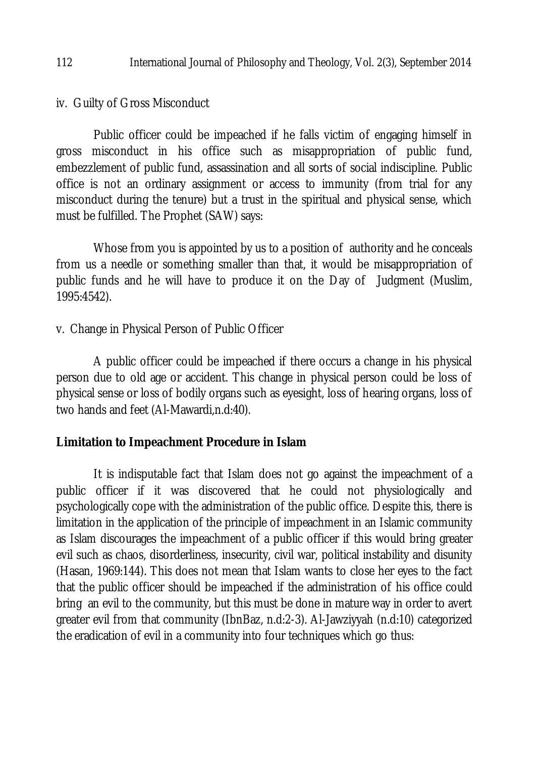iv. Guilty of Gross Misconduct

Public officer could be impeached if he falls victim of engaging himself in gross misconduct in his office such as misappropriation of public fund, embezzlement of public fund, assassination and all sorts of social indiscipline. Public office is not an ordinary assignment or access to immunity (from trial for any misconduct during the tenure) but a trust in the spiritual and physical sense, which must be fulfilled. The Prophet (SAW) says:

Whose from you is appointed by us to a position of authority and he conceals from us a needle or something smaller than that, it would be misappropriation of public funds and he will have to produce it on the Day of Judgment (Muslim, 1995:4542).

v. Change in Physical Person of Public Officer

A public officer could be impeached if there occurs a change in his physical person due to old age or accident. This change in physical person could be loss of physical sense or loss of bodily organs such as eyesight, loss of hearing organs, loss of two hands and feet (Al-Mawardi,n.d:40).

**Limitation to Impeachment Procedure in Islam**

It is indisputable fact that Islam does not go against the impeachment of a public officer if it was discovered that he could not physiologically and psychologically cope with the administration of the public office. Despite this, there is limitation in the application of the principle of impeachment in an Islamic community as Islam discourages the impeachment of a public officer if this would bring greater evil such as chaos, disorderliness, insecurity, civil war, political instability and disunity (Hasan, 1969:144). This does not mean that Islam wants to close her eyes to the fact that the public officer should be impeached if the administration of his office could bring an evil to the community, but this must be done in mature way in order to avert greater evil from that community (IbnBaz, n.d:2-3). Al-Jawziyyah (n.d:10) categorized the eradication of evil in a community into four techniques which go thus: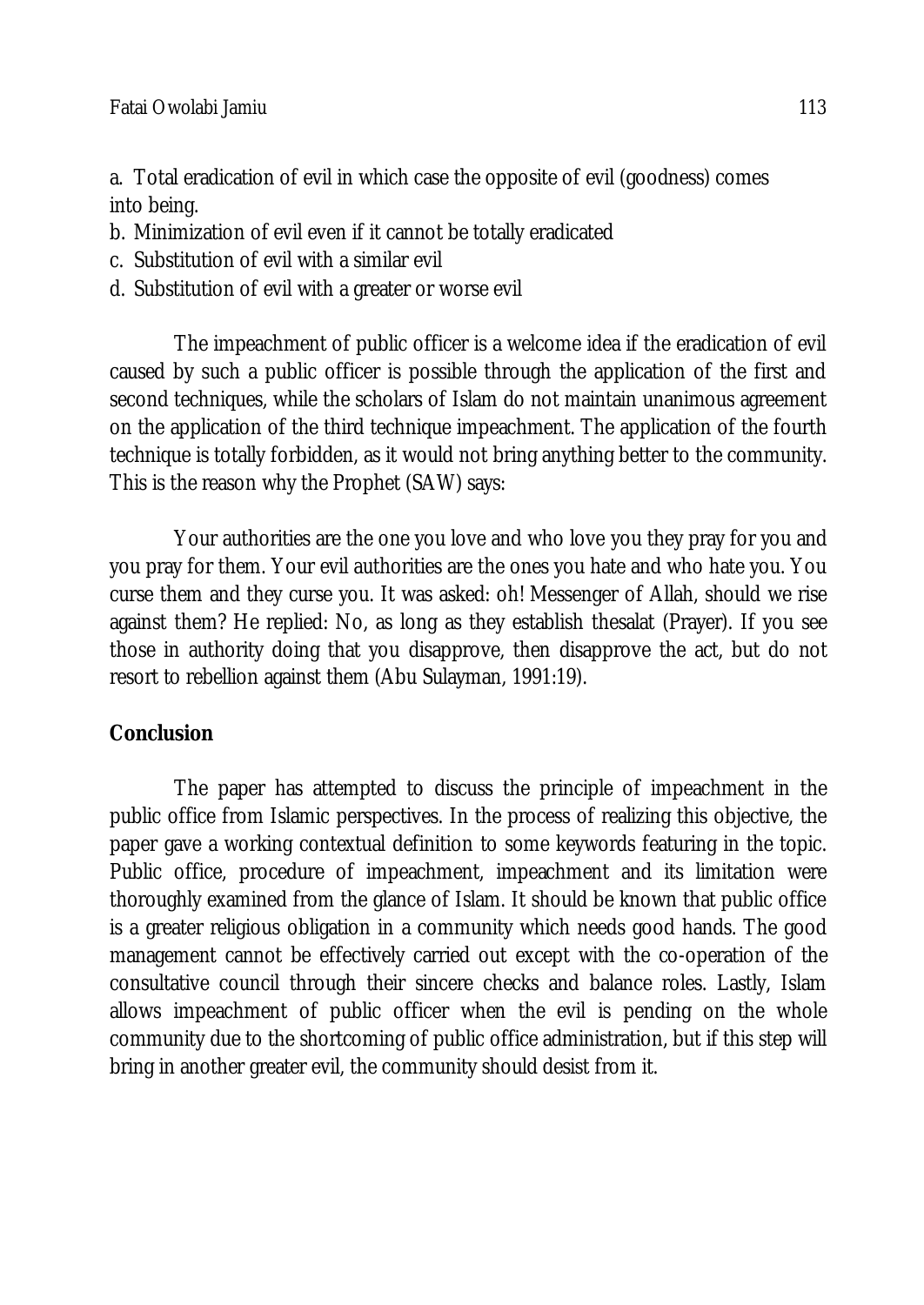a. Total eradication of evil in which case the opposite of evil (goodness) comes into being.

b. Minimization of evil even if it cannot be totally eradicated

c. Substitution of evil with a similar evil

d. Substitution of evil with a greater or worse evil

The impeachment of public officer is a welcome idea if the eradication of evil caused by such a public officer is possible through the application of the first and second techniques, while the scholars of Islam do not maintain unanimous agreement on the application of the third technique impeachment. The application of the fourth technique is totally forbidden, as it would not bring anything better to the community. This is the reason why the Prophet (SAW) says:

> Your authorities are the one you love and who love you they pray for you and you pray for them. Your evil authorities are the ones you hate and who hate you. You curse them and they curse you. It was asked: oh! Messenger of Allah, should we rise against them? He replied: No, as long as they establish thesalat (Prayer). If you see those in authority doing that you disapprove, then disapprove the act, but do not resort to rebellion against them (Abu Sulayman, 1991:19).

## Conclusion

The paper has attempted to discuss the principle of impeachment in the public office from Islamic perspectives. In the process of realizing this objective, the paper gave a working contextual definition to some keywords featuring in the topic. Public office, procedure of impeachment, impeachment and its limitation were thoroughly examined from the glance of Islam. It should be known that public office is a greater religious obligation in a community which needs good hands. The good management cannot be effectively carried out except with the co-operation of the consultative council through their sincere checks and balance roles. Lastly, Islam allows impeachment of public officer when the evil is pending on the whole community due to the shortcoming of public office administration, but if this step will bring in another greater evil, the community should desist from it.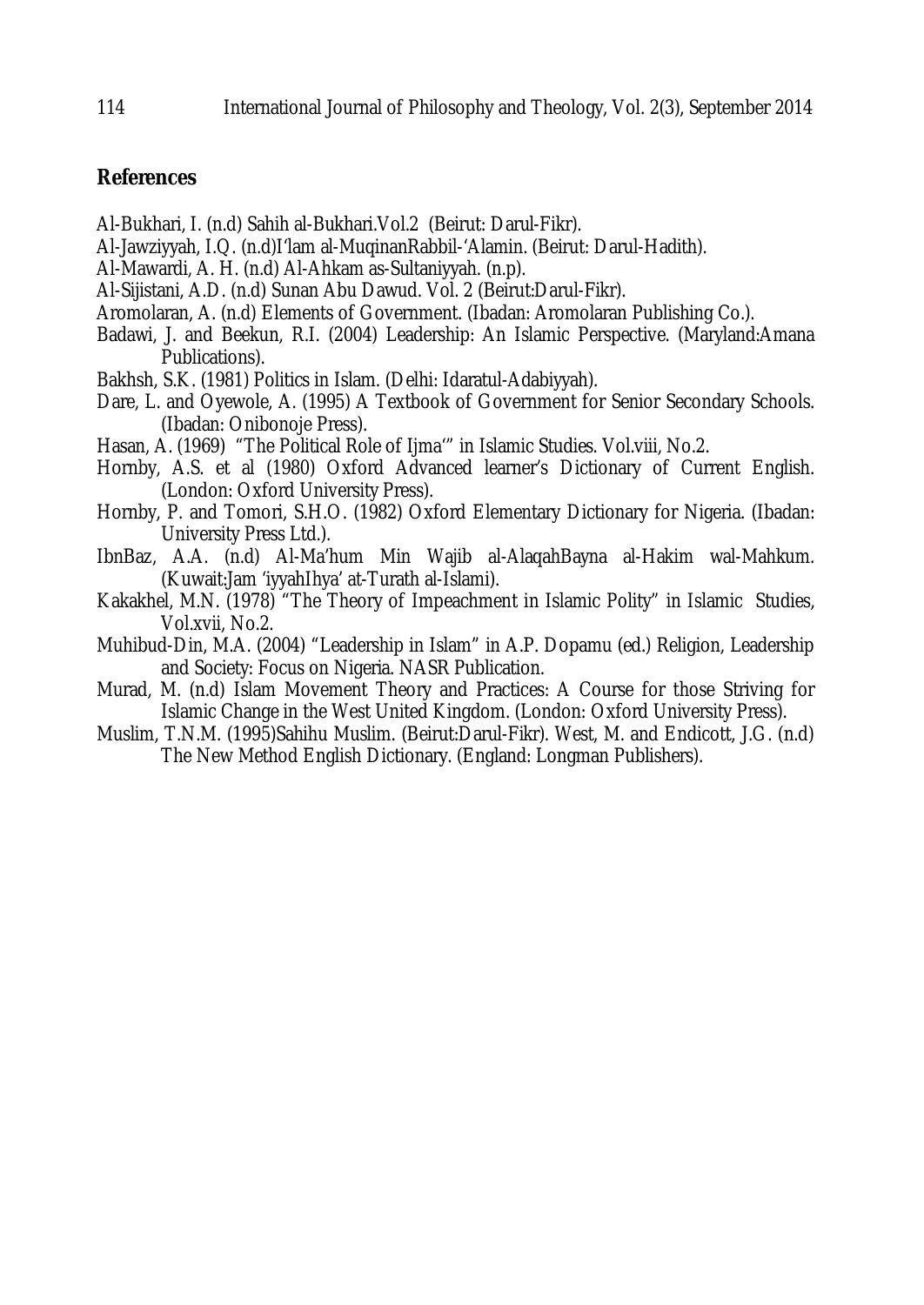## References

Al-Bukhari, I. (n.d) Sahih al-Bukhari.Vol.2 (Beirut: Darul-Fikr).

Al-Jawziyyah, I.Q. (n.d)I'lam al-MuqinanRabbil-'Alamin. (Beirut: Darul-Hadith).

Al-Mawardi, A. H. (n.d) Al-Ahkam as-Sultaniyyah. (n.p).

Al-Sijistani, A.D. (n.d) Sunan Abu Dawud. Vol. 2 (Beirut:Darul-Fikr).

Aromolaran, A. (n.d) Elements of Government. (Ibadan: Aromolaran Publishing Co.).

Badawi, J. and Beekun, R.I. (2004) Leadership: An Islamic Perspective. (Maryland:Amana Publications).

Bakhsh, S.K. (1981) Politics in Islam. (Delhi: Idaratul-Adabiyyah).

Dare, L. and Oyewole, A. (1995) A Textbook of Government for Senior Secondary Schools. (Ibadan: Onibonoje Press).

Hasan, A. (1969) "The Political Role of Ijma'" in Islamic Studies. Vol.viii, No.2.

Hornby, A.S. et al (1980) Oxford Advanced learner's Dictionary of Current English. (London: Oxford University Press).

Hornby, P. and Tomori, S.H.O. (1982) Oxford Elementary Dictionary for Nigeria. (Ibadan: University Press Ltd.).

IbnBaz, A.A. (n.d) Al-Ma'hum Min Wajib al-AlaqahBayna al-Hakim wal-Mahkum. (Kuwait:Jam 'iyyahIhya' at-Turath al-Islami).

Kakakhel, M.N. (1978) "The Theory of Impeachment in Islamic Polity" in Islamic Studies, Vol.xvii, No.2.

Muhibud-Din, M.A. (2004) "Leadership in Islam" in A.P. Dopamu (ed.) Religion, Leadership and Society: Focus on Nigeria. NASR Publication.

Murad, M. (n.d) Islam Movement Theory and Practices: A Course for those Striving for Islamic Change in the West United Kingdom. (London: Oxford University Press).

Muslim, T.N.M. (1995)Sahihu Muslim. (Beirut:Darul-Fikr). West, M. and Endicott, J.G. (n.d) The New Method English Dictionary. (England: Longman Publishers).